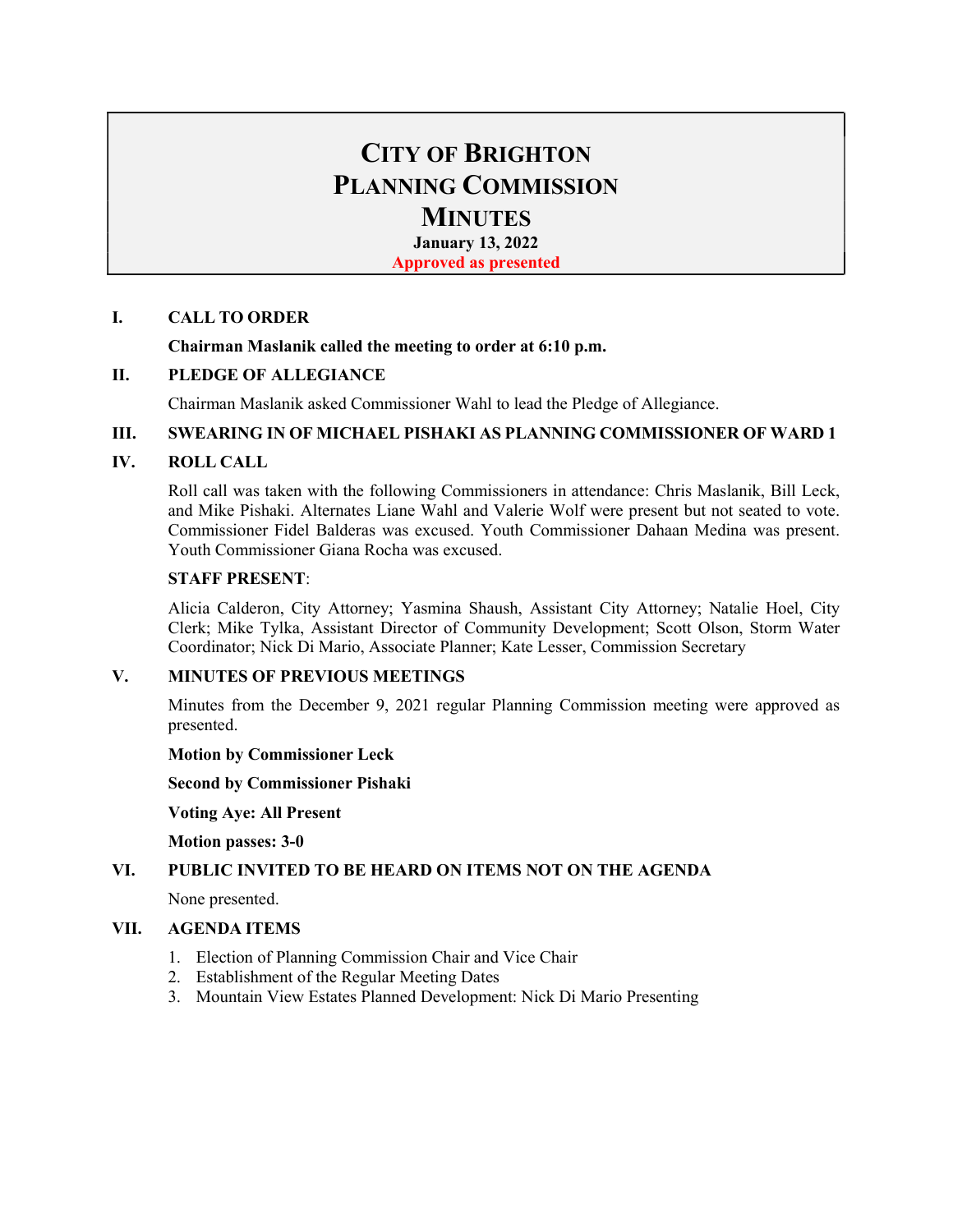# CITY OF BRIGHTON
# PLANNING COMMISSION
# MINUTES

**January 13, 2022**

**Approved as presented**

## I. CALL TO ORDER

**Chairman Maslanik called the meeting to order at 6:10 p.m.**

## II. PLEDGE OF ALLEGIANCE

Chairman Maslanik asked Commissioner Wahl to lead the Pledge of Allegiance.

## III. SWEARING IN OF MICHAEL PISHAKI AS PLANNING COMMISSIONER OF WARD 1

## IV. ROLL CALL

Roll call was taken with the following Commissioners in attendance: Chris Maslanik, Bill Leck, and Mike Pishaki. Alternates Liane Wahl and Valerie Wolf were present but not seated to vote. Commissioner Fidel Balderas was excused. Youth Commissioner Dahaan Medina was present. Youth Commissioner Giana Rocha was excused.

**STAFF PRESENT**:

Alicia Calderon, City Attorney; Yasmina Shaush, Assistant City Attorney; Natalie Hoel, City Clerk; Mike Tylka, Assistant Director of Community Development; Scott Olson, Storm Water Coordinator; Nick Di Mario, Associate Planner; Kate Lesser, Commission Secretary

## V. MINUTES OF PREVIOUS MEETINGS

Minutes from the December 9, 2021 regular Planning Commission meeting were approved as presented.

**Motion by Commissioner Leck**

**Second by Commissioner Pishaki**

**Voting Aye: All Present**

**Motion passes: 3-0**

## VI. PUBLIC INVITED TO BE HEARD ON ITEMS NOT ON THE AGENDA

None presented.

## VII. AGENDA ITEMS

1. Election of Planning Commission Chair and Vice Chair
2. Establishment of the Regular Meeting Dates
3. Mountain View Estates Planned Development: Nick Di Mario Presenting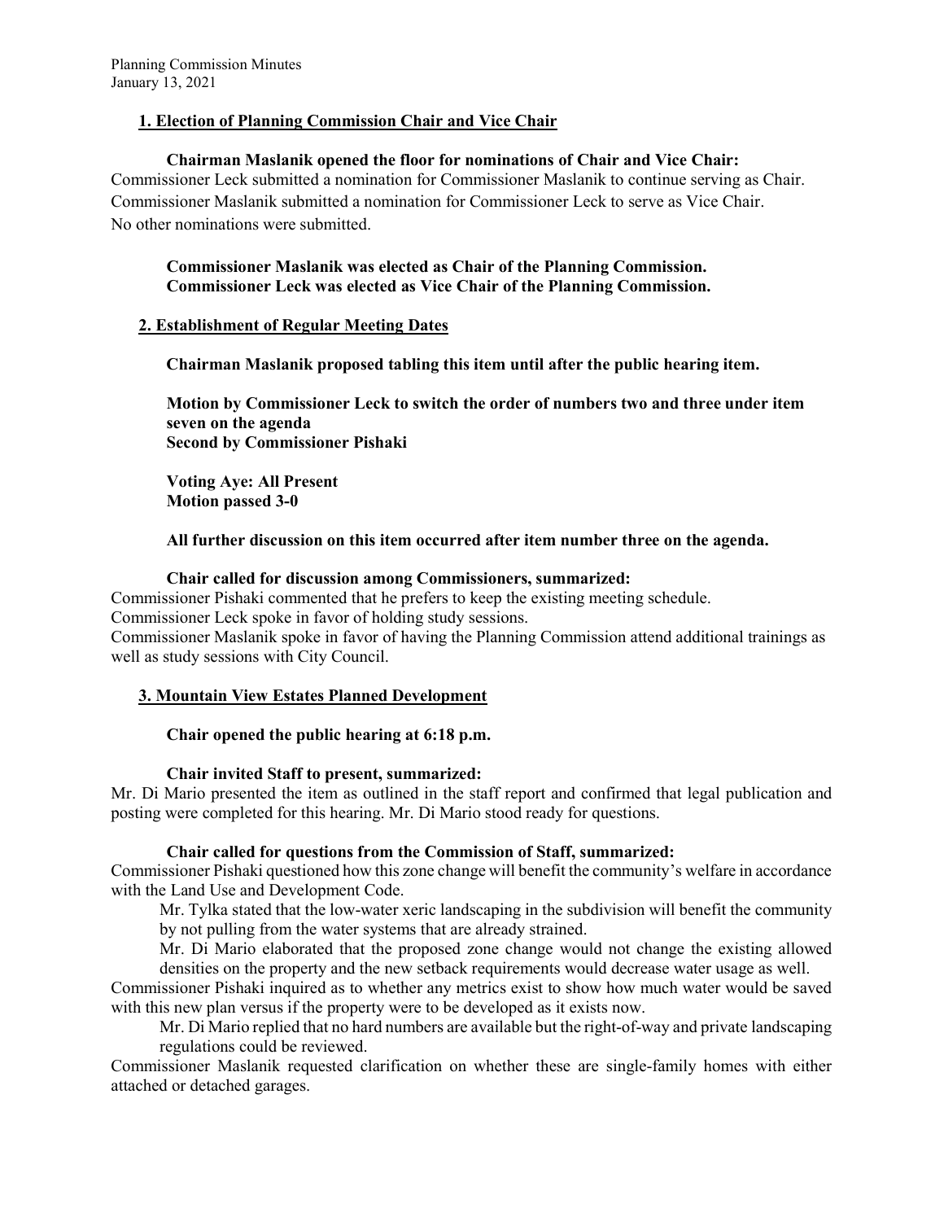## 1. Election of Planning Commission Chair and Vice Chair

**Chairman Maslanik opened the floor for nominations of Chair and Vice Chair:**

Commissioner Leck submitted a nomination for Commissioner Maslanik to continue serving as Chair.
Commissioner Maslanik submitted a nomination for Commissioner Leck to serve as Vice Chair.
No other nominations were submitted.

**Commissioner Maslanik was elected as Chair of the Planning Commission.**
**Commissioner Leck was elected as Vice Chair of the Planning Commission.**

## 2. Establishment of Regular Meeting Dates

**Chairman Maslanik proposed tabling this item until after the public hearing item.**

**Motion by Commissioner Leck to switch the order of numbers two and three under item seven on the agenda**
**Second by Commissioner Pishaki**

**Voting Aye: All Present**
**Motion passed 3-0**

**All further discussion on this item occurred after item number three on the agenda.**

**Chair called for discussion among Commissioners, summarized:**

Commissioner Pishaki commented that he prefers to keep the existing meeting schedule.
Commissioner Leck spoke in favor of holding study sessions.
Commissioner Maslanik spoke in favor of having the Planning Commission attend additional trainings as well as study sessions with City Council.

## 3. Mountain View Estates Planned Development

**Chair opened the public hearing at 6:18 p.m.**

**Chair invited Staff to present, summarized:**

Mr. Di Mario presented the item as outlined in the staff report and confirmed that legal publication and posting were completed for this hearing. Mr. Di Mario stood ready for questions.

**Chair called for questions from the Commission of Staff, summarized:**

Commissioner Pishaki questioned how this zone change will benefit the community's welfare in accordance with the Land Use and Development Code.

> Mr. Tylka stated that the low-water xeric landscaping in the subdivision will benefit the community by not pulling from the water systems that are already strained.
>
> Mr. Di Mario elaborated that the proposed zone change would not change the existing allowed densities on the property and the new setback requirements would decrease water usage as well.

Commissioner Pishaki inquired as to whether any metrics exist to show how much water would be saved with this new plan versus if the property were to be developed as it exists now.

> Mr. Di Mario replied that no hard numbers are available but the right-of-way and private landscaping regulations could be reviewed.

Commissioner Maslanik requested clarification on whether these are single-family homes with either attached or detached garages.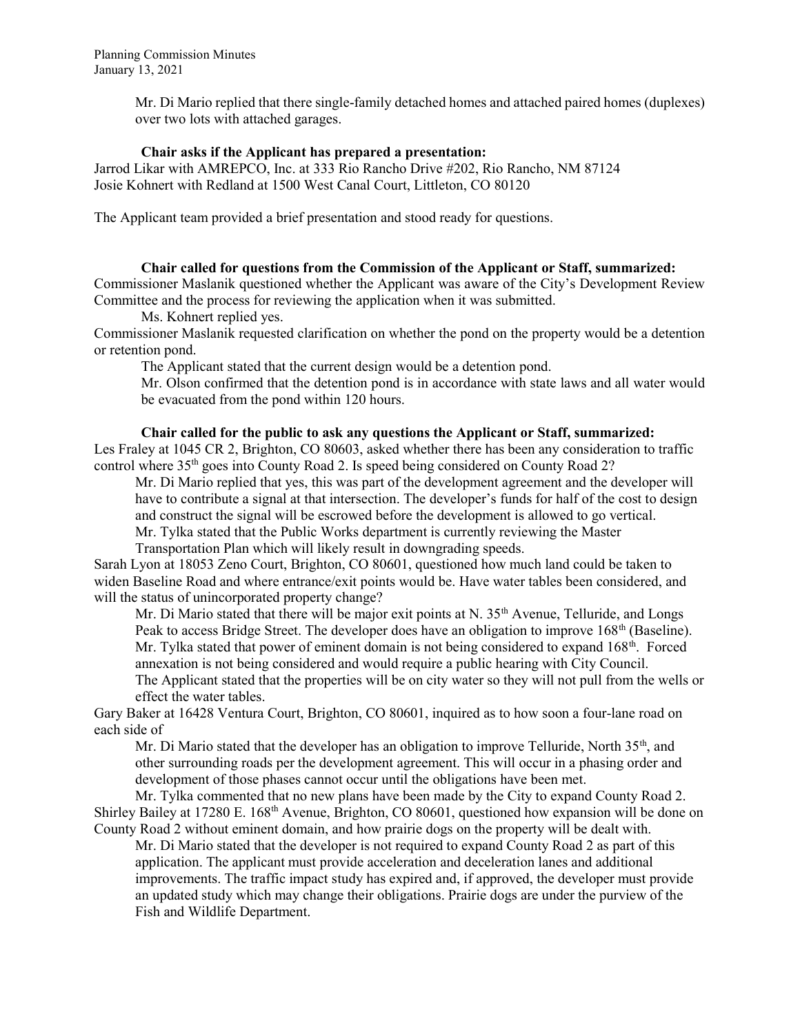Mr. Di Mario replied that there single-family detached homes and attached paired homes (duplexes) over two lots with attached garages.

**Chair asks if the Applicant has prepared a presentation:**

Jarrod Likar with AMREPCO, Inc. at 333 Rio Rancho Drive #202, Rio Rancho, NM 87124
Josie Kohnert with Redland at 1500 West Canal Court, Littleton, CO 80120

The Applicant team provided a brief presentation and stood ready for questions.

**Chair called for questions from the Commission of the Applicant or Staff, summarized:**

Commissioner Maslanik questioned whether the Applicant was aware of the City's Development Review Committee and the process for reviewing the application when it was submitted.

Ms. Kohnert replied yes.

Commissioner Maslanik requested clarification on whether the pond on the property would be a detention or retention pond.

The Applicant stated that the current design would be a detention pond.

Mr. Olson confirmed that the detention pond is in accordance with state laws and all water would be evacuated from the pond within 120 hours.

**Chair called for the public to ask any questions the Applicant or Staff, summarized:**

Les Fraley at 1045 CR 2, Brighton, CO 80603, asked whether there has been any consideration to traffic control where 35th goes into County Road 2. Is speed being considered on County Road 2?

Mr. Di Mario replied that yes, this was part of the development agreement and the developer will have to contribute a signal at that intersection. The developer's funds for half of the cost to design and construct the signal will be escrowed before the development is allowed to go vertical.

Mr. Tylka stated that the Public Works department is currently reviewing the Master Transportation Plan which will likely result in downgrading speeds.

Sarah Lyon at 18053 Zeno Court, Brighton, CO 80601, questioned how much land could be taken to widen Baseline Road and where entrance/exit points would be. Have water tables been considered, and will the status of unincorporated property change?

Mr. Di Mario stated that there will be major exit points at N. 35th Avenue, Telluride, and Longs Peak to access Bridge Street. The developer does have an obligation to improve 168th (Baseline).

Mr. Tylka stated that power of eminent domain is not being considered to expand 168th. Forced annexation is not being considered and would require a public hearing with City Council.

The Applicant stated that the properties will be on city water so they will not pull from the wells or effect the water tables.

Gary Baker at 16428 Ventura Court, Brighton, CO 80601, inquired as to how soon a four-lane road on each side of

Mr. Di Mario stated that the developer has an obligation to improve Telluride, North 35th, and other surrounding roads per the development agreement. This will occur in a phasing order and development of those phases cannot occur until the obligations have been met.

Mr. Tylka commented that no new plans have been made by the City to expand County Road 2.

Shirley Bailey at 17280 E. 168th Avenue, Brighton, CO 80601, questioned how expansion will be done on County Road 2 without eminent domain, and how prairie dogs on the property will be dealt with.

Mr. Di Mario stated that the developer is not required to expand County Road 2 as part of this application. The applicant must provide acceleration and deceleration lanes and additional improvements. The traffic impact study has expired and, if approved, the developer must provide an updated study which may change their obligations. Prairie dogs are under the purview of the Fish and Wildlife Department.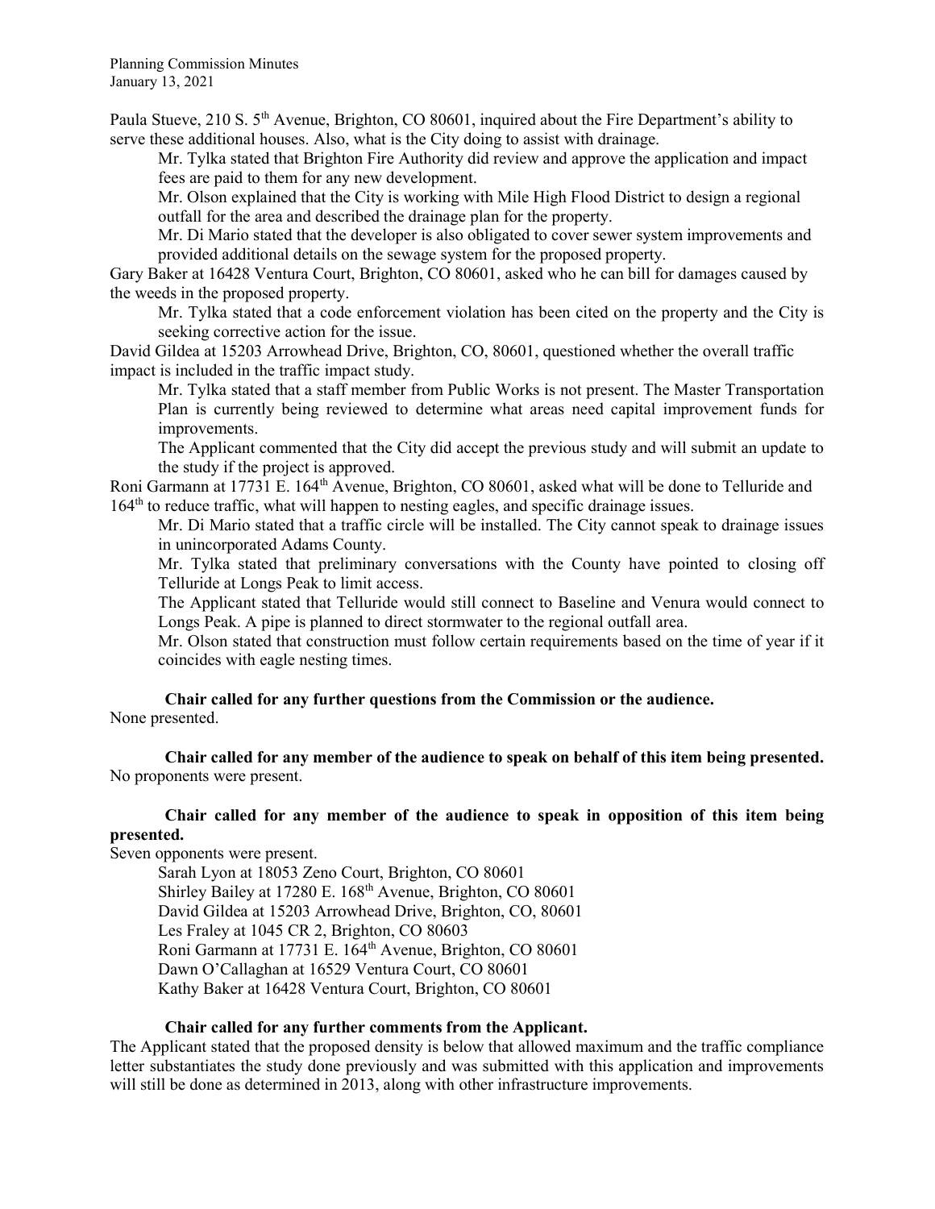Paula Stueve, 210 S. 5th Avenue, Brighton, CO 80601, inquired about the Fire Department's ability to serve these additional houses. Also, what is the City doing to assist with drainage.

> Mr. Tylka stated that Brighton Fire Authority did review and approve the application and impact fees are paid to them for any new development.
>
> Mr. Olson explained that the City is working with Mile High Flood District to design a regional outfall for the area and described the drainage plan for the property.
>
> Mr. Di Mario stated that the developer is also obligated to cover sewer system improvements and provided additional details on the sewage system for the proposed property.

Gary Baker at 16428 Ventura Court, Brighton, CO 80601, asked who he can bill for damages caused by the weeds in the proposed property.

> Mr. Tylka stated that a code enforcement violation has been cited on the property and the City is seeking corrective action for the issue.

David Gildea at 15203 Arrowhead Drive, Brighton, CO, 80601, questioned whether the overall traffic impact is included in the traffic impact study.

> Mr. Tylka stated that a staff member from Public Works is not present. The Master Transportation Plan is currently being reviewed to determine what areas need capital improvement funds for improvements.
>
> The Applicant commented that the City did accept the previous study and will submit an update to the study if the project is approved.

Roni Garmann at 17731 E. 164th Avenue, Brighton, CO 80601, asked what will be done to Telluride and 164th to reduce traffic, what will happen to nesting eagles, and specific drainage issues.

> Mr. Di Mario stated that a traffic circle will be installed. The City cannot speak to drainage issues in unincorporated Adams County.
>
> Mr. Tylka stated that preliminary conversations with the County have pointed to closing off Telluride at Longs Peak to limit access.
>
> The Applicant stated that Telluride would still connect to Baseline and Venura would connect to Longs Peak. A pipe is planned to direct stormwater to the regional outfall area.
>
> Mr. Olson stated that construction must follow certain requirements based on the time of year if it coincides with eagle nesting times.

**Chair called for any further questions from the Commission or the audience.**

None presented.

**Chair called for any member of the audience to speak on behalf of this item being presented.**

No proponents were present.

**Chair called for any member of the audience to speak in opposition of this item being presented.**

Seven opponents were present.

> Sarah Lyon at 18053 Zeno Court, Brighton, CO 80601
> Shirley Bailey at 17280 E. 168th Avenue, Brighton, CO 80601
> David Gildea at 15203 Arrowhead Drive, Brighton, CO, 80601
> Les Fraley at 1045 CR 2, Brighton, CO 80603
> Roni Garmann at 17731 E. 164th Avenue, Brighton, CO 80601
> Dawn O'Callaghan at 16529 Ventura Court, CO 80601
> Kathy Baker at 16428 Ventura Court, Brighton, CO 80601

**Chair called for any further comments from the Applicant.**

The Applicant stated that the proposed density is below that allowed maximum and the traffic compliance letter substantiates the study done previously and was submitted with this application and improvements will still be done as determined in 2013, along with other infrastructure improvements.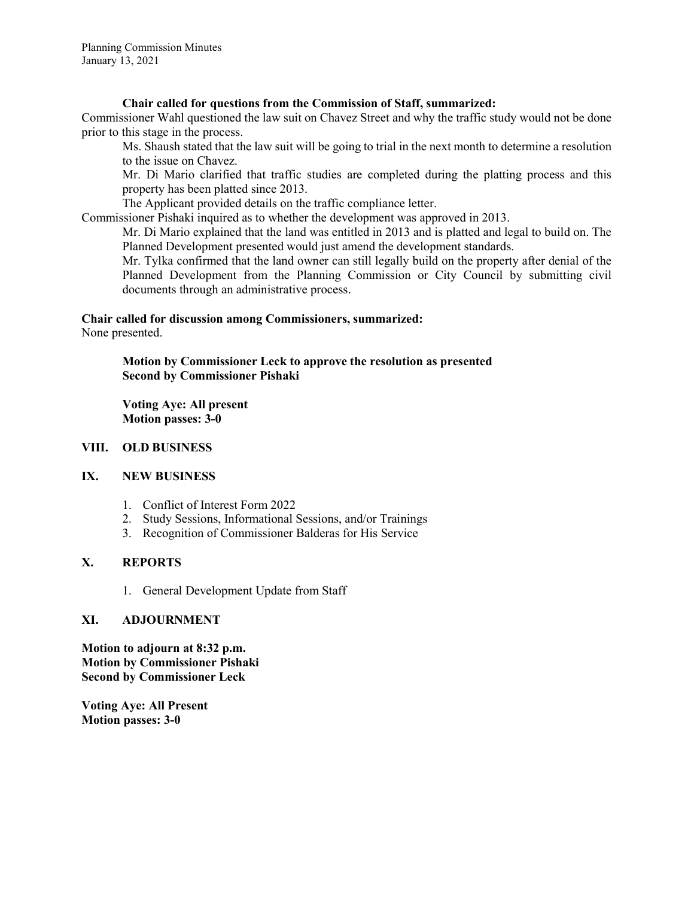**Chair called for questions from the Commission of Staff, summarized:**

Commissioner Wahl questioned the law suit on Chavez Street and why the traffic study would not be done prior to this stage in the process.

> Ms. Shaush stated that the law suit will be going to trial in the next month to determine a resolution to the issue on Chavez.
>
> Mr. Di Mario clarified that traffic studies are completed during the platting process and this property has been platted since 2013.
>
> The Applicant provided details on the traffic compliance letter.

Commissioner Pishaki inquired as to whether the development was approved in 2013.

> Mr. Di Mario explained that the land was entitled in 2013 and is platted and legal to build on. The Planned Development presented would just amend the development standards.
>
> Mr. Tylka confirmed that the land owner can still legally build on the property after denial of the Planned Development from the Planning Commission or City Council by submitting civil documents through an administrative process.

**Chair called for discussion among Commissioners, summarized:**

None presented.

**Motion by Commissioner Leck to approve the resolution as presented**
**Second by Commissioner Pishaki**

**Voting Aye: All present**
**Motion passes: 3-0**

## VIII. OLD BUSINESS

## IX. NEW BUSINESS

1. Conflict of Interest Form 2022
2. Study Sessions, Informational Sessions, and/or Trainings
3. Recognition of Commissioner Balderas for His Service

## X. REPORTS

1. General Development Update from Staff

## XI. ADJOURNMENT

**Motion to adjourn at 8:32 p.m.**
**Motion by Commissioner Pishaki**
**Second by Commissioner Leck**

**Voting Aye: All Present**
**Motion passes: 3-0**